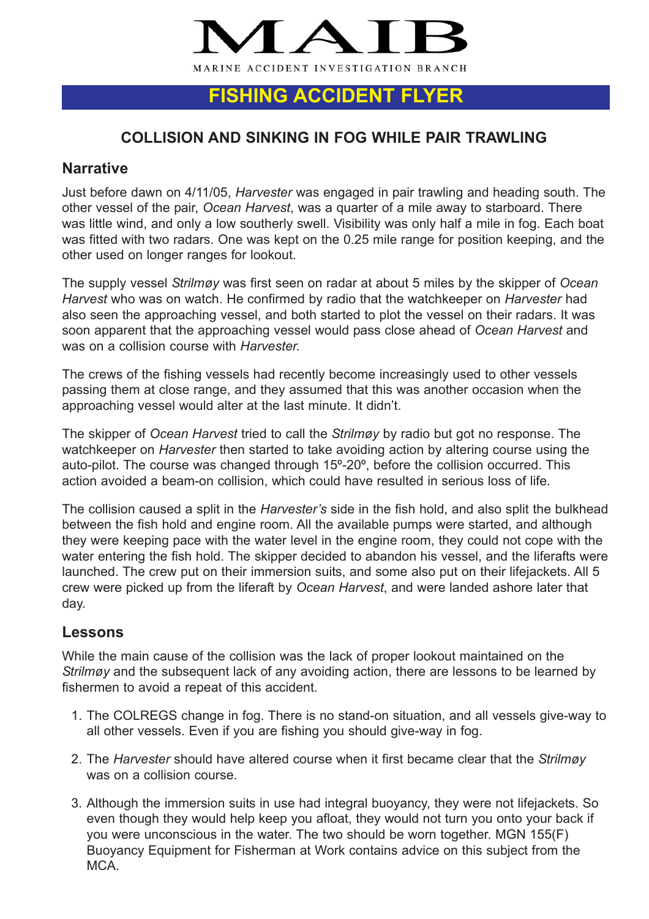# MAIB

MARINE ACCIDENT INVESTIGATION BRANCH

## FISHING ACCIDENT FLYER

### COLLISION AND SINKING IN FOG WHILE PAIR TRAWLING

### Narrative

Just before dawn on 4/11/05, *Harvester* was engaged in pair trawling and heading south. The other vessel of the pair, *Ocean Harvest*, was a quarter of a mile away to starboard. There was little wind, and only a low southerly swell. Visibility was only half a mile in fog. Each boat was fitted with two radars. One was kept on the 0.25 mile range for position keeping, and the other used on longer ranges for lookout.

The supply vessel *Strilmøy* was first seen on radar at about 5 miles by the skipper of *Ocean Harvest* who was on watch. He confirmed by radio that the watchkeeper on *Harvester* had also seen the approaching vessel, and both started to plot the vessel on their radars. It was soon apparent that the approaching vessel would pass close ahead of *Ocean Harvest* and was on a collision course with *Harvester.*

The crews of the fishing vessels had recently become increasingly used to other vessels passing them at close range, and they assumed that this was another occasion when the approaching vessel would alter at the last minute. It didn't.

The skipper of *Ocean Harvest* tried to call the *Strilmøy* by radio but got no response. The watchkeeper on *Harvester* then started to take avoiding action by altering course using the auto-pilot. The course was changed through 15º-20º, before the collision occurred. This action avoided a beam-on collision, which could have resulted in serious loss of life.

The collision caused a split in the *Harvester's* side in the fish hold, and also split the bulkhead between the fish hold and engine room. All the available pumps were started, and although they were keeping pace with the water level in the engine room, they could not cope with the water entering the fish hold. The skipper decided to abandon his vessel, and the liferafts were launched. The crew put on their immersion suits, and some also put on their lifejackets. All 5 crew were picked up from the liferaft by *Ocean Harvest*, and were landed ashore later that day.

### Lessons

While the main cause of the collision was the lack of proper lookout maintained on the *Strilmøy* and the subsequent lack of any avoiding action, there are lessons to be learned by fishermen to avoid a repeat of this accident.

1. The COLREGS change in fog. There is no stand-on situation, and all vessels give-way to all other vessels. Even if you are fishing you should give-way in fog.
2. The *Harvester* should have altered course when it first became clear that the *Strilmøy* was on a collision course.
3. Although the immersion suits in use had integral buoyancy, they were not lifejackets. So even though they would help keep you afloat, they would not turn you onto your back if you were unconscious in the water. The two should be worn together. MGN 155(F) Buoyancy Equipment for Fisherman at Work contains advice on this subject from the MCA.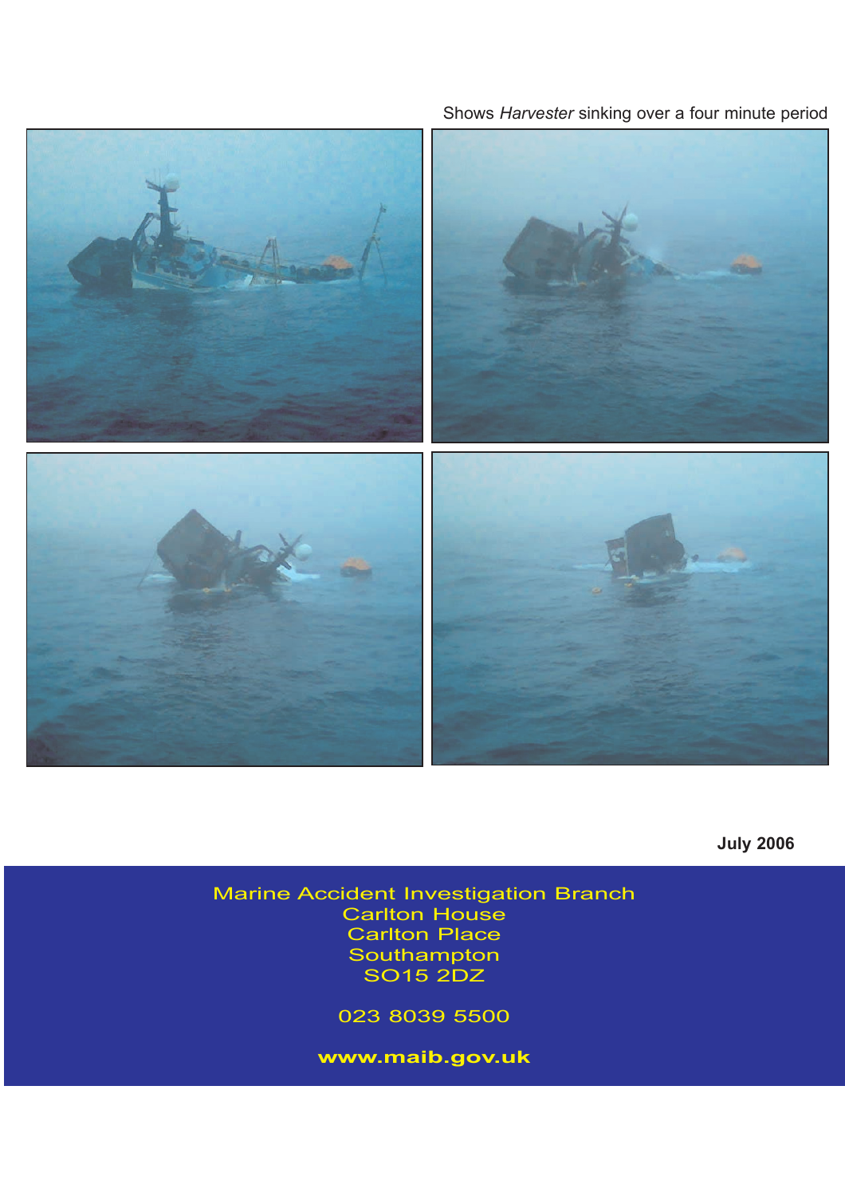Shows *Harvester* sinking over a four minute period

**July 2006**

Marine Accident Investigation Branch
Carlton House
Carlton Place
Southampton
SO15 2DZ

023 8039 5500

**www.maib.gov.uk**